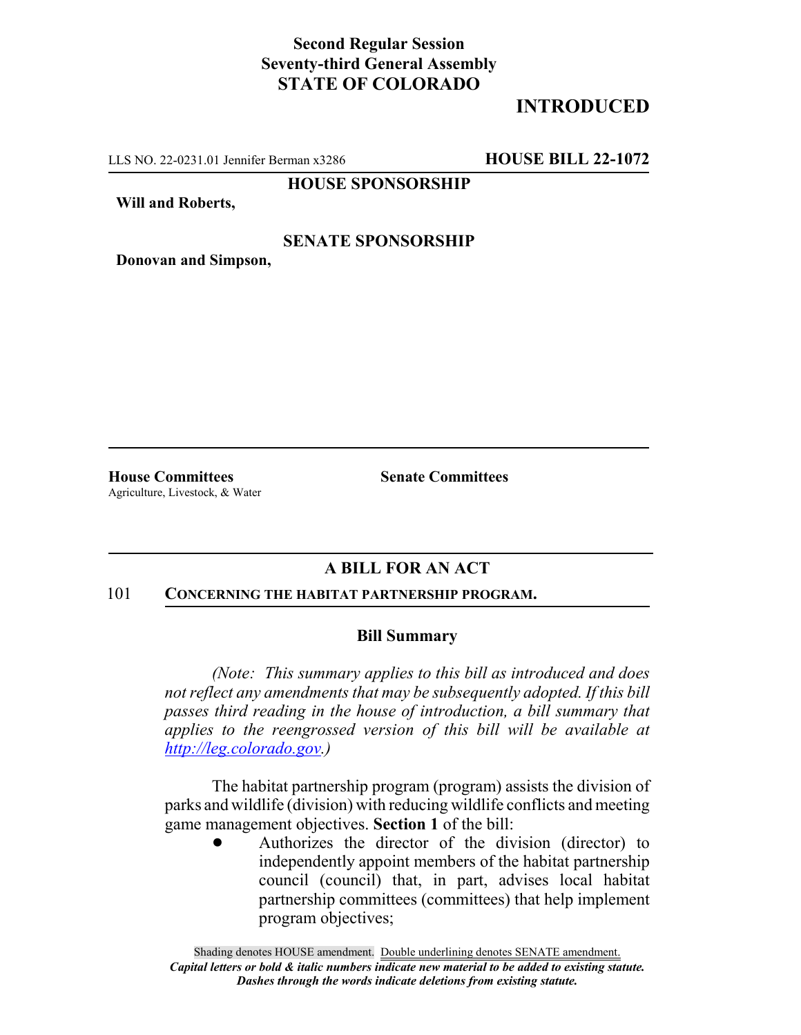**Second Regular Session**
**Seventy-third General Assembly**
**STATE OF COLORADO**

# INTRODUCTED

LLS NO. 22-0231.01 Jennifer Berman x3286 **HOUSE BILL 22-1072**

**HOUSE SPONSORSHIP**

**Will and Roberts,**

**SENATE SPONSORSHIP**

**Donovan and Simpson,**

**House Committees**
Agriculture, Livestock, & Water

**Senate Committees**

## A BILL FOR AN ACT

101 **CONCERNING THE HABITAT PARTNERSHIP PROGRAM.**

### Bill Summary

*(Note: This summary applies to this bill as introduced and does not reflect any amendments that may be subsequently adopted. If this bill passes third reading in the house of introduction, a bill summary that applies to the reengrossed version of this bill will be available at http://leg.colorado.gov.)*

The habitat partnership program (program) assists the division of parks and wildlife (division) with reducing wildlife conflicts and meeting game management objectives. **Section 1** of the bill:

- Authorizes the director of the division (director) to independently appoint members of the habitat partnership council (council) that, in part, advises local habitat partnership committees (committees) that help implement program objectives;

Shading denotes HOUSE amendment. Double underlining denotes SENATE amendment.
*Capital letters or bold & italic numbers indicate new material to be added to existing statute.*
*Dashes through the words indicate deletions from existing statute.*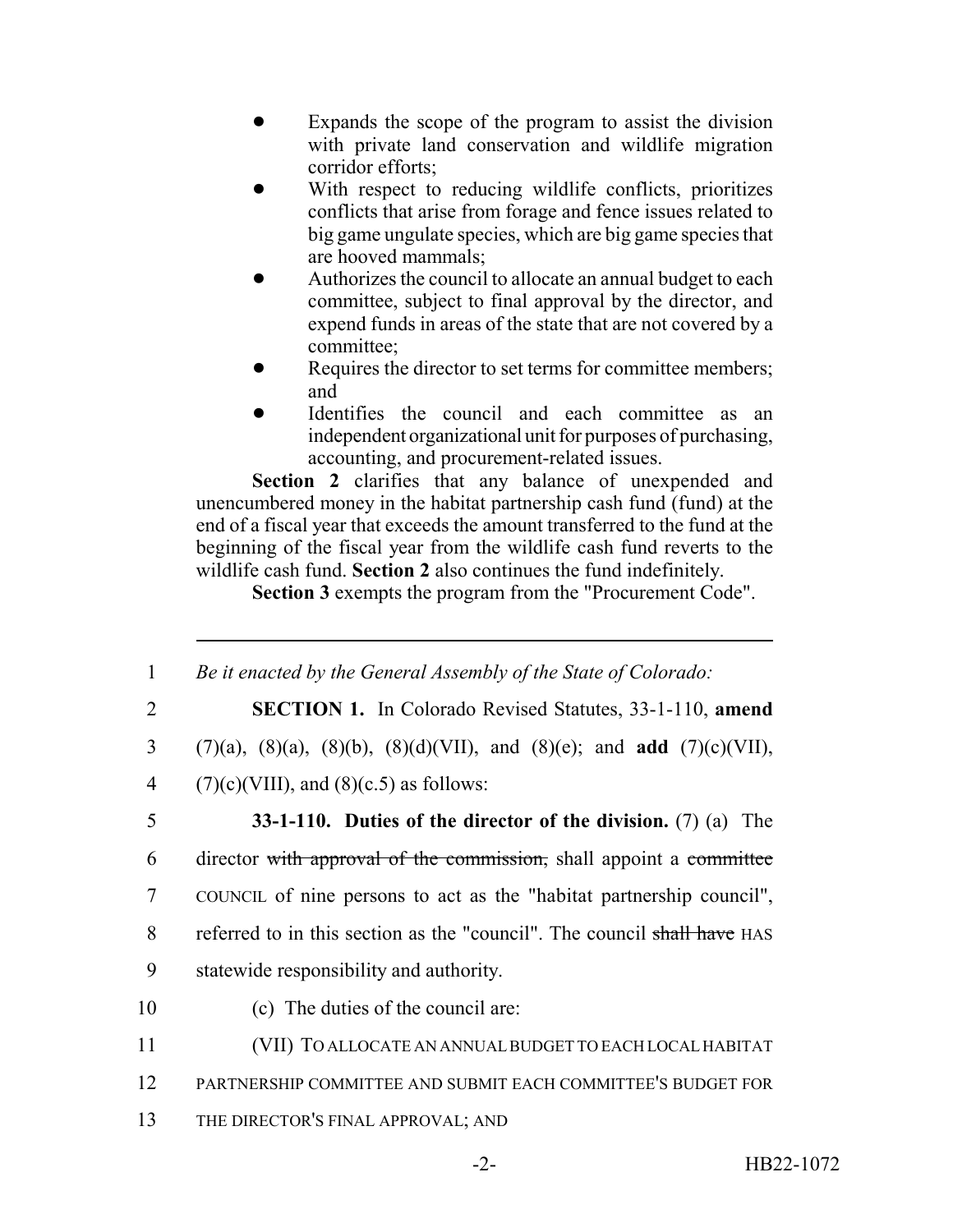- Expands the scope of the program to assist the division with private land conservation and wildlife migration corridor efforts;
- With respect to reducing wildlife conflicts, prioritizes conflicts that arise from forage and fence issues related to big game ungulate species, which are big game species that are hooved mammals;
- Authorizes the council to allocate an annual budget to each committee, subject to final approval by the director, and expend funds in areas of the state that are not covered by a committee;
- Requires the director to set terms for committee members; and
- Identifies the council and each committee as an independent organizational unit for purposes of purchasing, accounting, and procurement-related issues.

**Section 2** clarifies that any balance of unexpended and unencumbered money in the habitat partnership cash fund (fund) at the end of a fiscal year that exceeds the amount transferred to the fund at the beginning of the fiscal year from the wildlife cash fund reverts to the wildlife cash fund. **Section 2** also continues the fund indefinitely.

**Section 3** exempts the program from the "Procurement Code".

---

1 *Be it enacted by the General Assembly of the State of Colorado:*

2 **SECTION 1.** In Colorado Revised Statutes, 33-1-110, **amend**
3 (7)(a), (8)(a), (8)(b), (8)(d)(VII), and (8)(e); and **add** (7)(c)(VII),
4 (7)(c)(VIII), and (8)(c.5) as follows:

5 **33-1-110. Duties of the director of the division.** (7) (a) The
6 director ~~with approval of the commission,~~ shall appoint a ~~committee~~
7 COUNCIL of nine persons to act as the "habitat partnership council",
8 referred to in this section as the "council". The council ~~shall have~~ HAS
9 statewide responsibility and authority.

10 (c) The duties of the council are:

11 (VII) TO ALLOCATE AN ANNUAL BUDGET TO EACH LOCAL HABITAT
12 PARTNERSHIP COMMITTEE AND SUBMIT EACH COMMITTEE'S BUDGET FOR
13 THE DIRECTOR'S FINAL APPROVAL; AND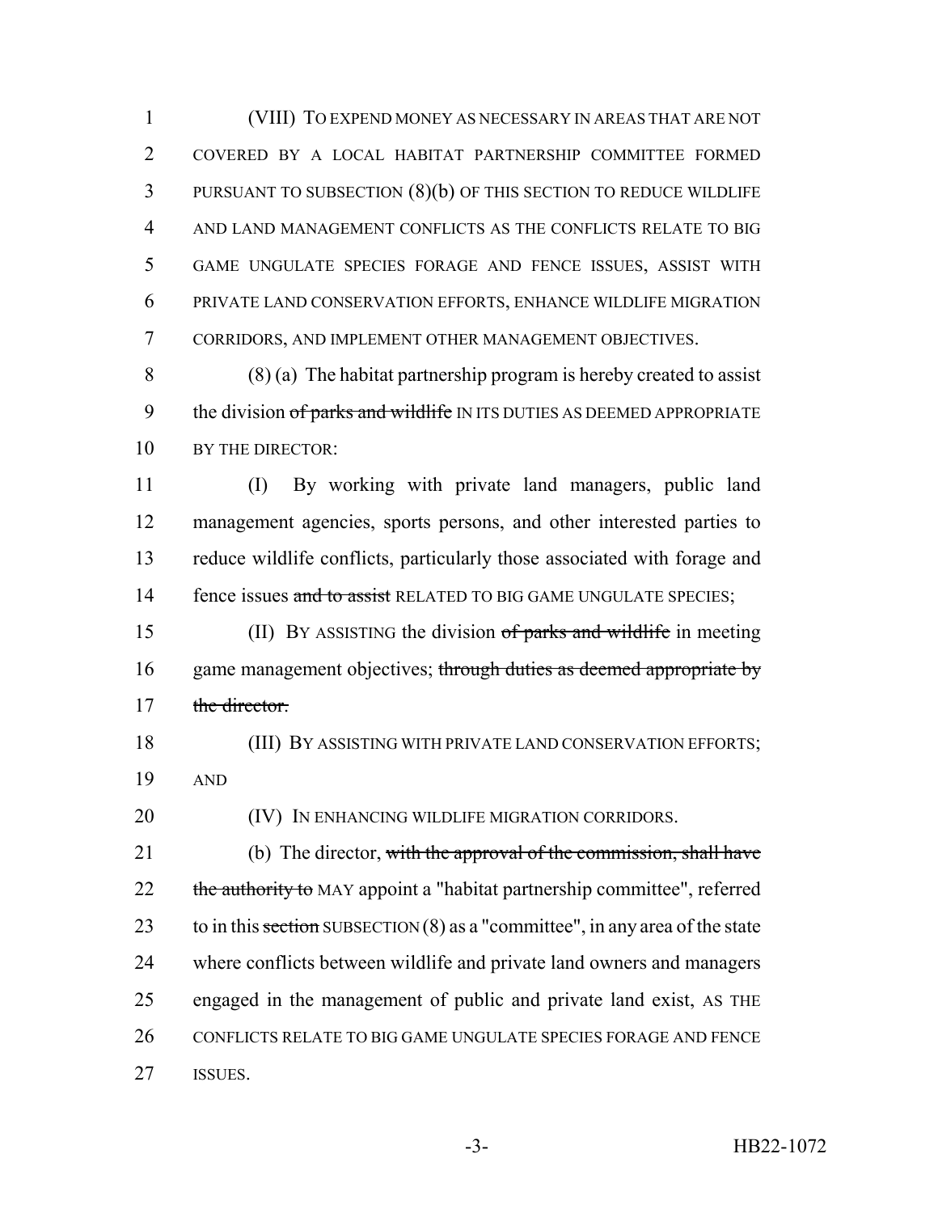(VIII) TO EXPEND MONEY AS NECESSARY IN AREAS THAT ARE NOT COVERED BY A LOCAL HABITAT PARTNERSHIP COMMITTEE FORMED PURSUANT TO SUBSECTION (8)(b) OF THIS SECTION TO REDUCE WILDLIFE AND LAND MANAGEMENT CONFLICTS AS THE CONFLICTS RELATE TO BIG GAME UNGULATE SPECIES FORAGE AND FENCE ISSUES, ASSIST WITH PRIVATE LAND CONSERVATION EFFORTS, ENHANCE WILDLIFE MIGRATION CORRIDORS, AND IMPLEMENT OTHER MANAGEMENT OBJECTIVES.

(8) (a) The habitat partnership program is hereby created to assist the division ~~of parks and wildlife~~ IN ITS DUTIES AS DEEMED APPROPRIATE BY THE DIRECTOR:

(I) By working with private land managers, public land management agencies, sports persons, and other interested parties to reduce wildlife conflicts, particularly those associated with forage and fence issues ~~and to assist~~ RELATED TO BIG GAME UNGULATE SPECIES;

(II) BY ASSISTING the division ~~of parks and wildlife~~ in meeting game management objectives; ~~through duties as deemed appropriate by the director.~~

(III) BY ASSISTING WITH PRIVATE LAND CONSERVATION EFFORTS; AND

(IV) IN ENHANCING WILDLIFE MIGRATION CORRIDORS.

(b) The director, ~~with the approval of the commission, shall have the authority to~~ MAY appoint a "habitat partnership committee", referred to in this ~~section~~ SUBSECTION (8) as a "committee", in any area of the state where conflicts between wildlife and private land owners and managers engaged in the management of public and private land exist, AS THE CONFLICTS RELATE TO BIG GAME UNGULATE SPECIES FORAGE AND FENCE ISSUES.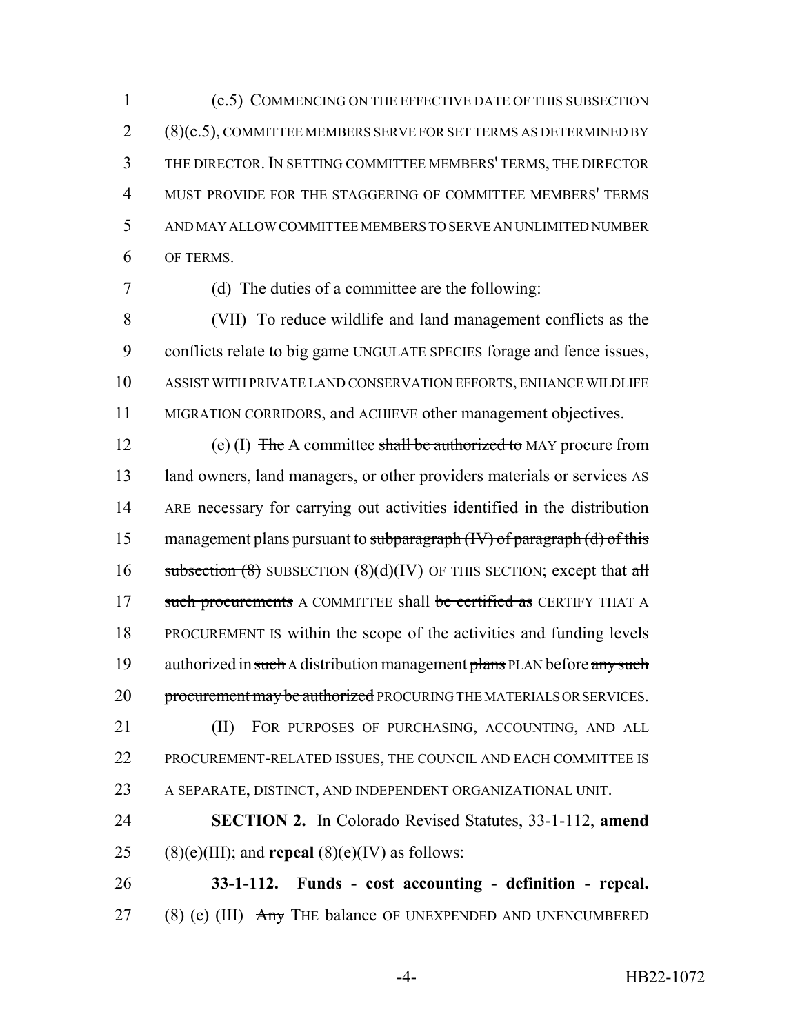(c.5) COMMENCING ON THE EFFECTIVE DATE OF THIS SUBSECTION (8)(c.5), COMMITTEE MEMBERS SERVE FOR SET TERMS AS DETERMINED BY THE DIRECTOR. IN SETTING COMMITTEE MEMBERS' TERMS, THE DIRECTOR MUST PROVIDE FOR THE STAGGERING OF COMMITTEE MEMBERS' TERMS AND MAY ALLOW COMMITTEE MEMBERS TO SERVE AN UNLIMITED NUMBER OF TERMS.

(d) The duties of a committee are the following:

(VII) To reduce wildlife and land management conflicts as the conflicts relate to big game UNGULATE SPECIES forage and fence issues, ASSIST WITH PRIVATE LAND CONSERVATION EFFORTS, ENHANCE WILDLIFE MIGRATION CORRIDORS, and ACHIEVE other management objectives.

(e) (I) ~~The~~ A committee ~~shall be authorized to~~ MAY procure from land owners, land managers, or other providers materials or services AS ARE necessary for carrying out activities identified in the distribution management plans pursuant to ~~subparagraph (IV) of paragraph (d) of this subsection (8)~~ SUBSECTION (8)(d)(IV) OF THIS SECTION; except that ~~all such procurements~~ A COMMITTEE shall ~~be certified as~~ CERTIFY THAT A PROCUREMENT IS within the scope of the activities and funding levels authorized in ~~such~~ A distribution management ~~plans~~ PLAN before ~~any such procurement may be authorized~~ PROCURING THE MATERIALS OR SERVICES.

(II) FOR PURPOSES OF PURCHASING, ACCOUNTING, AND ALL PROCUREMENT-RELATED ISSUES, THE COUNCIL AND EACH COMMITTEE IS A SEPARATE, DISTINCT, AND INDEPENDENT ORGANIZATIONAL UNIT.

**SECTION 2.** In Colorado Revised Statutes, 33-1-112, **amend** (8)(e)(III); and **repeal** (8)(e)(IV) as follows:

**33-1-112. Funds - cost accounting - definition - repeal.** (8) (e) (III) ~~Any~~ THE balance OF UNEXPENDED AND UNENCUMBERED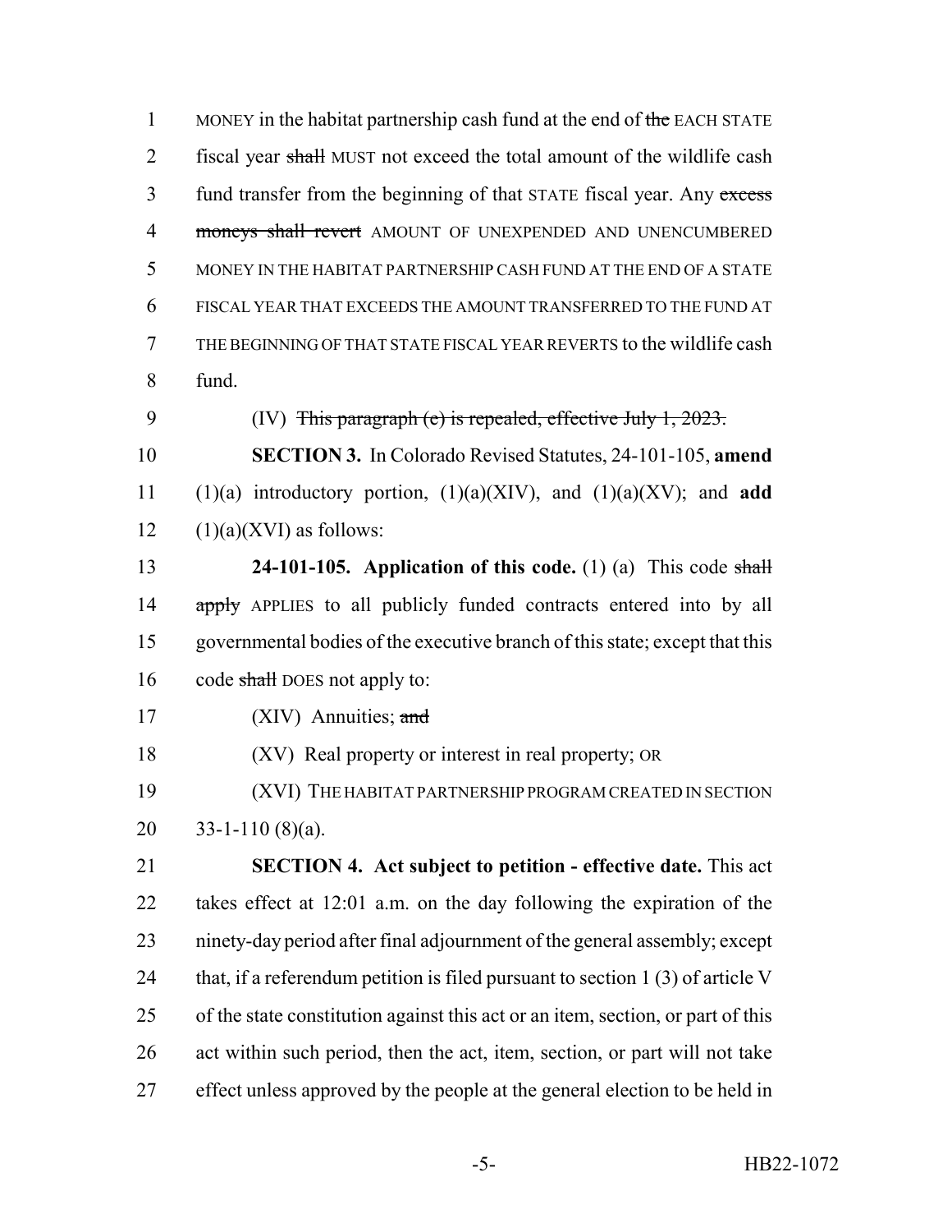MONEY in the habitat partnership cash fund at the end of ~~the~~ EACH STATE fiscal year ~~shall~~ MUST not exceed the total amount of the wildlife cash fund transfer from the beginning of that STATE fiscal year. Any ~~excess moneys shall revert~~ AMOUNT OF UNEXPENDED AND UNENCUMBERED MONEY IN THE HABITAT PARTNERSHIP CASH FUND AT THE END OF A STATE FISCAL YEAR THAT EXCEEDS THE AMOUNT TRANSFERRED TO THE FUND AT THE BEGINNING OF THAT STATE FISCAL YEAR REVERTS to the wildlife cash fund.

(IV) ~~This paragraph (c) is repealed, effective July 1, 2023.~~

**SECTION 3.** In Colorado Revised Statutes, 24-101-105, **amend** (1)(a) introductory portion, (1)(a)(XIV), and (1)(a)(XV); and **add** (1)(a)(XVI) as follows:

**24-101-105. Application of this code.** (1) (a) This code ~~shall apply~~ APPLIES to all publicly funded contracts entered into by all governmental bodies of the executive branch of this state; except that this code ~~shall~~ DOES not apply to:

(XIV) Annuities; ~~and~~

(XV) Real property or interest in real property; OR

(XVI) THE HABITAT PARTNERSHIP PROGRAM CREATED IN SECTION 33-1-110 (8)(a).

**SECTION 4. Act subject to petition - effective date.** This act takes effect at 12:01 a.m. on the day following the expiration of the ninety-day period after final adjournment of the general assembly; except that, if a referendum petition is filed pursuant to section 1 (3) of article V of the state constitution against this act or an item, section, or part of this act within such period, then the act, item, section, or part will not take effect unless approved by the people at the general election to be held in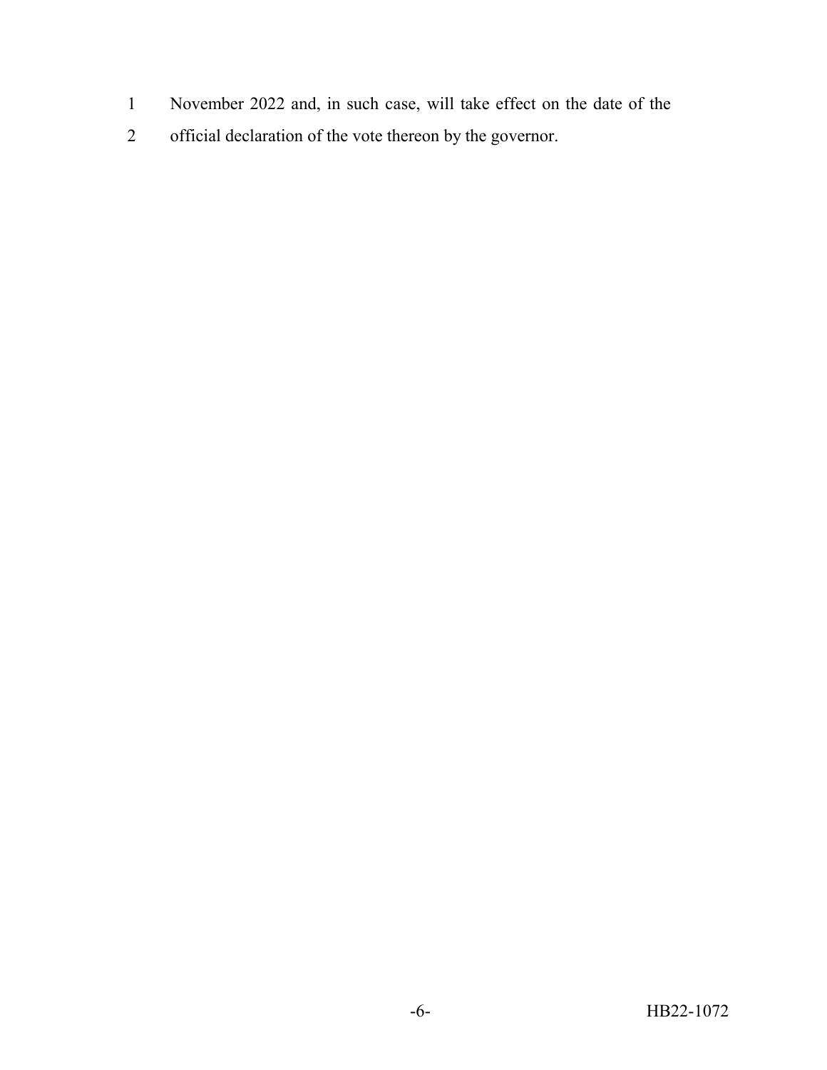November 2022 and, in such case, will take effect on the date of the official declaration of the vote thereon by the governor.